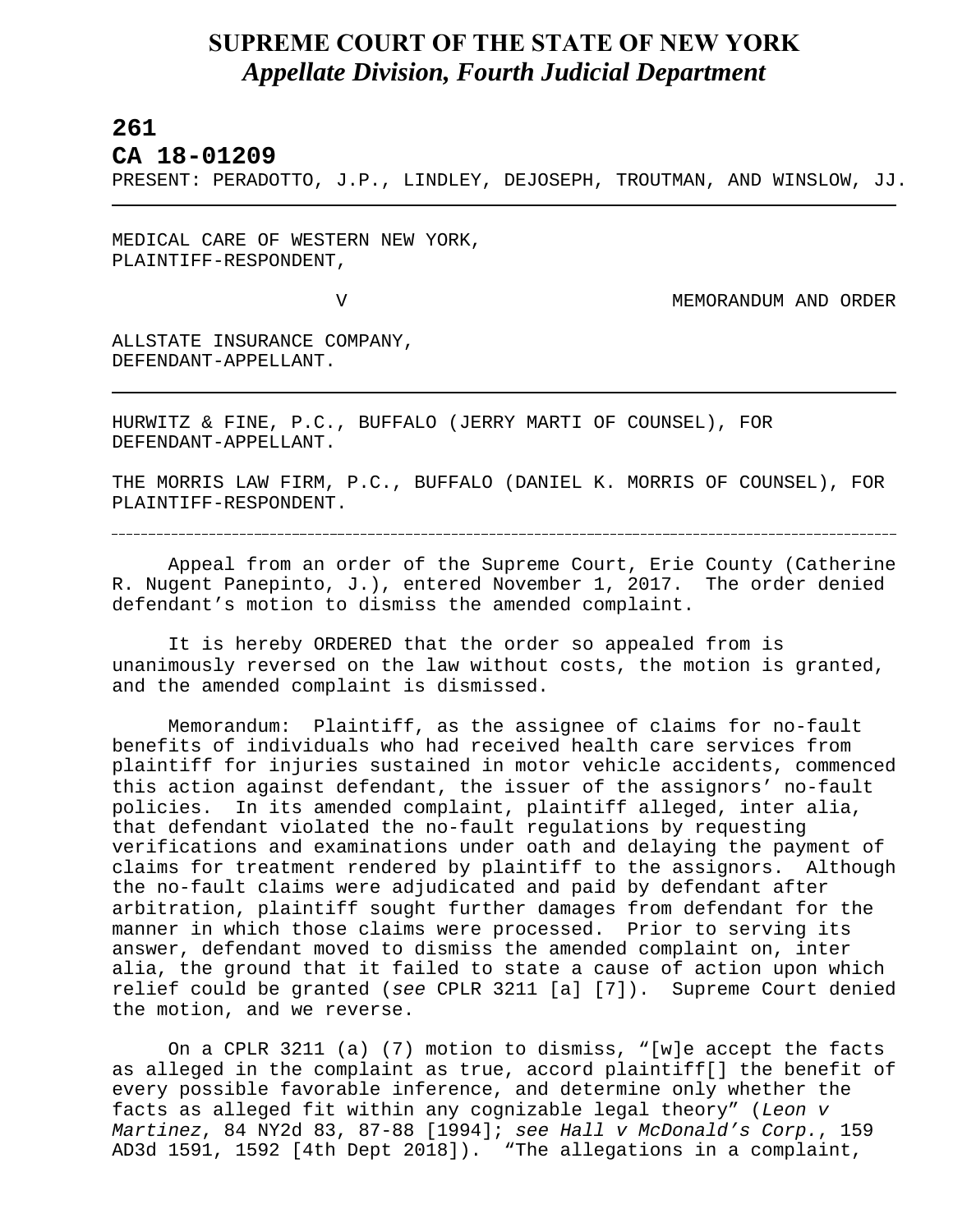# SUPREME COURT OF THE STATE OF NEW YORK
## *Appellate Division, Fourth Judicial Department*

**261**

**CA 18-01209**

PRESENT: PERADOTTO, J.P., LINDLEY, DEJOSEPH, TROUTMAN, AND WINSLOW, JJ.

---

MEDICAL CARE OF WESTERN NEW YORK,
PLAINTIFF-RESPONDENT,

V MEMORANDUM AND ORDER

ALLSTATE INSURANCE COMPANY,
DEFENDANT-APPELLANT.

---

HURWITZ & FINE, P.C., BUFFALO (JERRY MARTI OF COUNSEL), FOR DEFENDANT-APPELLANT.

THE MORRIS LAW FIRM, P.C., BUFFALO (DANIEL K. MORRIS OF COUNSEL), FOR PLAINTIFF-RESPONDENT.

---

Appeal from an order of the Supreme Court, Erie County (Catherine R. Nugent Panepinto, J.), entered November 1, 2017. The order denied defendant's motion to dismiss the amended complaint.

It is hereby ORDERED that the order so appealed from is unanimously reversed on the law without costs, the motion is granted, and the amended complaint is dismissed.

Memorandum: Plaintiff, as the assignee of claims for no-fault benefits of individuals who had received health care services from plaintiff for injuries sustained in motor vehicle accidents, commenced this action against defendant, the issuer of the assignors' no-fault policies. In its amended complaint, plaintiff alleged, inter alia, that defendant violated the no-fault regulations by requesting verifications and examinations under oath and delaying the payment of claims for treatment rendered by plaintiff to the assignors. Although the no-fault claims were adjudicated and paid by defendant after arbitration, plaintiff sought further damages from defendant for the manner in which those claims were processed. Prior to serving its answer, defendant moved to dismiss the amended complaint on, inter alia, the ground that it failed to state a cause of action upon which relief could be granted (*see* CPLR 3211 [a] [7]). Supreme Court denied the motion, and we reverse.

On a CPLR 3211 (a) (7) motion to dismiss, "[w]e accept the facts as alleged in the complaint as true, accord plaintiff[] the benefit of every possible favorable inference, and determine only whether the facts as alleged fit within any cognizable legal theory" (*Leon v Martinez*, 84 NY2d 83, 87-88 [1994]; *see Hall v McDonald's Corp.*, 159 AD3d 1591, 1592 [4th Dept 2018]). "The allegations in a complaint,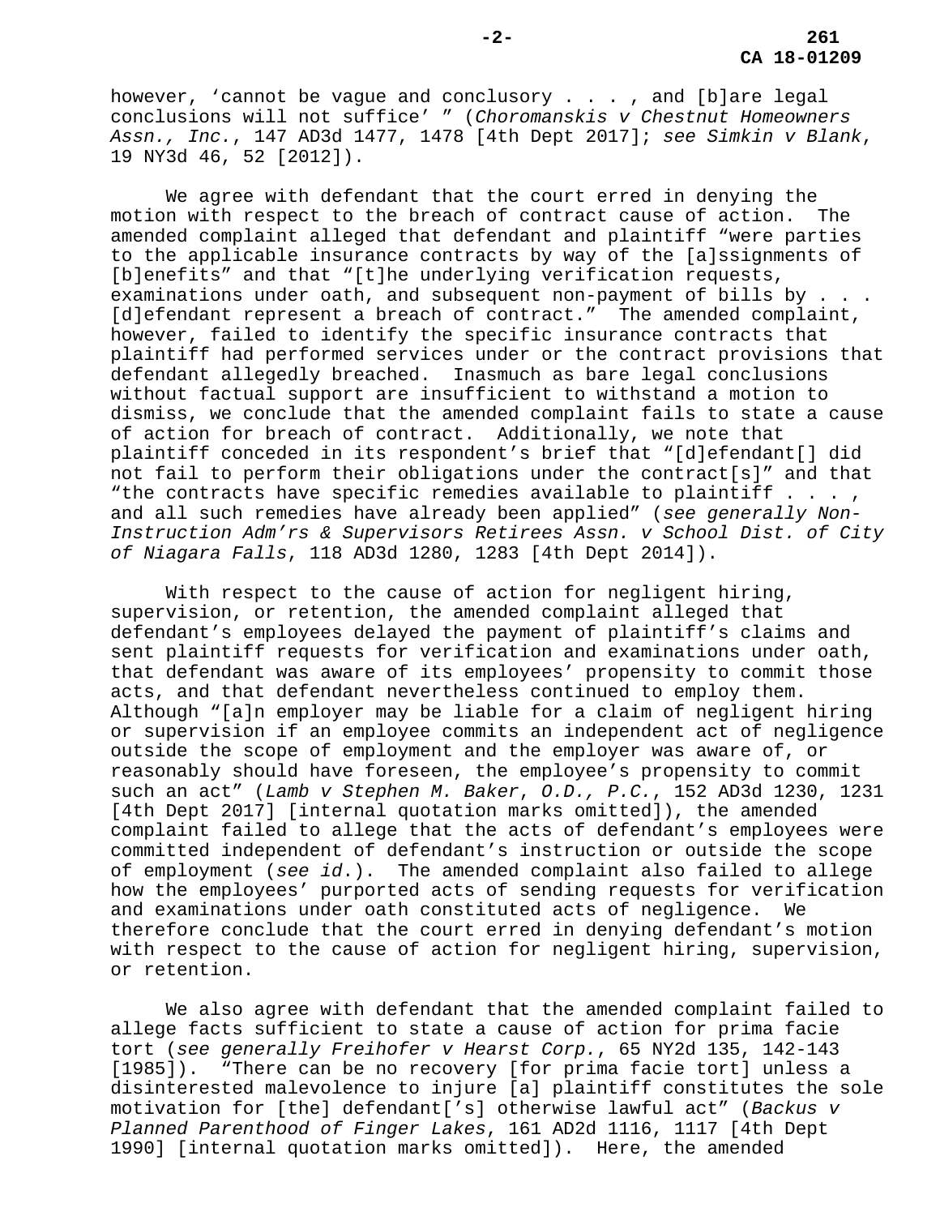however, 'cannot be vague and conclusory . . . , and [b]are legal conclusions will not suffice' " (*Choromanskis v Chestnut Homeowners Assn., Inc.*, 147 AD3d 1477, 1478 [4th Dept 2017]; *see Simkin v Blank*, 19 NY3d 46, 52 [2012]).

We agree with defendant that the court erred in denying the motion with respect to the breach of contract cause of action. The amended complaint alleged that defendant and plaintiff "were parties to the applicable insurance contracts by way of the [a]ssignments of [b]enefits" and that "[t]he underlying verification requests, examinations under oath, and subsequent non-payment of bills by . . . [d]efendant represent a breach of contract." The amended complaint, however, failed to identify the specific insurance contracts that plaintiff had performed services under or the contract provisions that defendant allegedly breached. Inasmuch as bare legal conclusions without factual support are insufficient to withstand a motion to dismiss, we conclude that the amended complaint fails to state a cause of action for breach of contract. Additionally, we note that plaintiff conceded in its respondent's brief that "[d]efendant[] did not fail to perform their obligations under the contract[s]" and that "the contracts have specific remedies available to plaintiff . . . , and all such remedies have already been applied" (*see generally Non-Instruction Adm'rs & Supervisors Retirees Assn. v School Dist. of City of Niagara Falls*, 118 AD3d 1280, 1283 [4th Dept 2014]).

With respect to the cause of action for negligent hiring, supervision, or retention, the amended complaint alleged that defendant's employees delayed the payment of plaintiff's claims and sent plaintiff requests for verification and examinations under oath, that defendant was aware of its employees' propensity to commit those acts, and that defendant nevertheless continued to employ them. Although "[a]n employer may be liable for a claim of negligent hiring or supervision if an employee commits an independent act of negligence outside the scope of employment and the employer was aware of, or reasonably should have foreseen, the employee's propensity to commit such an act" (*Lamb v Stephen M. Baker, O.D., P.C.*, 152 AD3d 1230, 1231 [4th Dept 2017] [internal quotation marks omitted]), the amended complaint failed to allege that the acts of defendant's employees were committed independent of defendant's instruction or outside the scope of employment (*see id.*). The amended complaint also failed to allege how the employees' purported acts of sending requests for verification and examinations under oath constituted acts of negligence. We therefore conclude that the court erred in denying defendant's motion with respect to the cause of action for negligent hiring, supervision, or retention.

We also agree with defendant that the amended complaint failed to allege facts sufficient to state a cause of action for prima facie tort (*see generally Freihofer v Hearst Corp.*, 65 NY2d 135, 142-143 [1985]). "There can be no recovery [for prima facie tort] unless a disinterested malevolence to injure [a] plaintiff constitutes the sole motivation for [the] defendant['s] otherwise lawful act" (*Backus v Planned Parenthood of Finger Lakes*, 161 AD2d 1116, 1117 [4th Dept 1990] [internal quotation marks omitted]). Here, the amended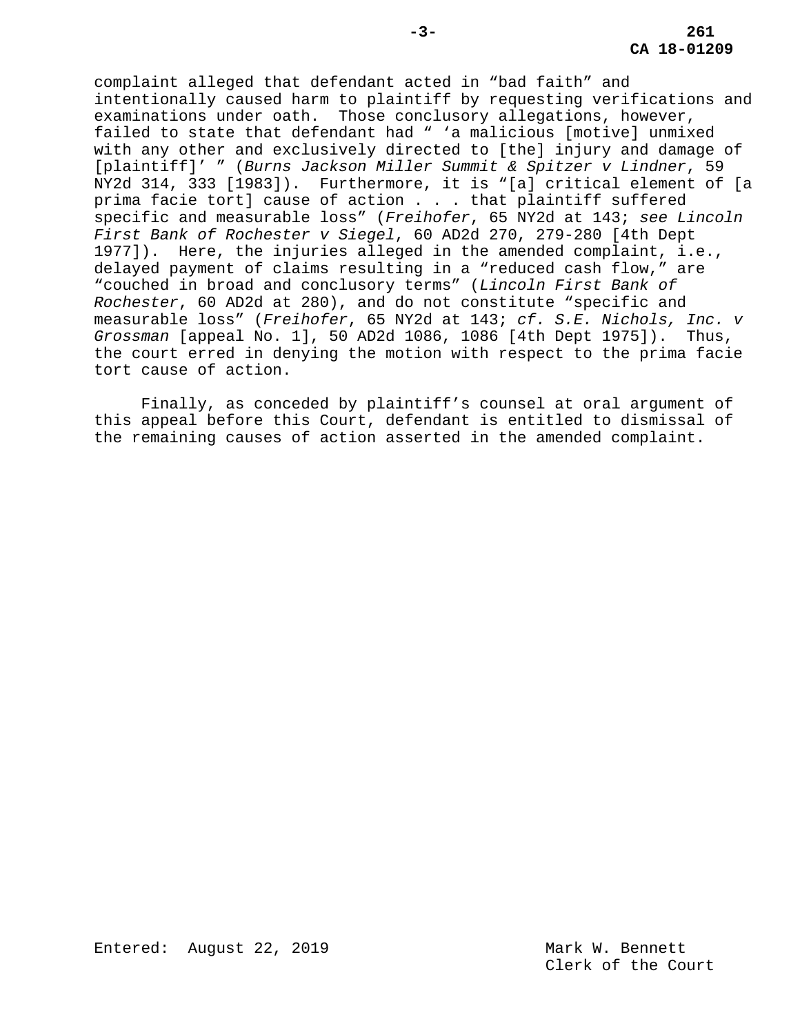complaint alleged that defendant acted in “bad faith” and intentionally caused harm to plaintiff by requesting verifications and examinations under oath. Those conclusory allegations, however, failed to state that defendant had “ ‘a malicious [motive] unmixed with any other and exclusively directed to [the] injury and damage of [plaintiff]’ ” (*Burns Jackson Miller Summit & Spitzer v Lindner*, 59 NY2d 314, 333 [1983]). Furthermore, it is “[a] critical element of [a prima facie tort] cause of action . . . that plaintiff suffered specific and measurable loss” (*Freihofer*, 65 NY2d at 143; *see Lincoln First Bank of Rochester v Siegel*, 60 AD2d 270, 279-280 [4th Dept 1977]). Here, the injuries alleged in the amended complaint, i.e., delayed payment of claims resulting in a “reduced cash flow,” are “couched in broad and conclusory terms” (*Lincoln First Bank of Rochester*, 60 AD2d at 280), and do not constitute “specific and measurable loss” (*Freihofer*, 65 NY2d at 143; *cf. S.E. Nichols, Inc. v Grossman* [appeal No. 1], 50 AD2d 1086, 1086 [4th Dept 1975]). Thus, the court erred in denying the motion with respect to the prima facie tort cause of action.

Finally, as conceded by plaintiff’s counsel at oral argument of this appeal before this Court, defendant is entitled to dismissal of the remaining causes of action asserted in the amended complaint.

Entered: August 22, 2019

Mark W. Bennett
Clerk of the Court